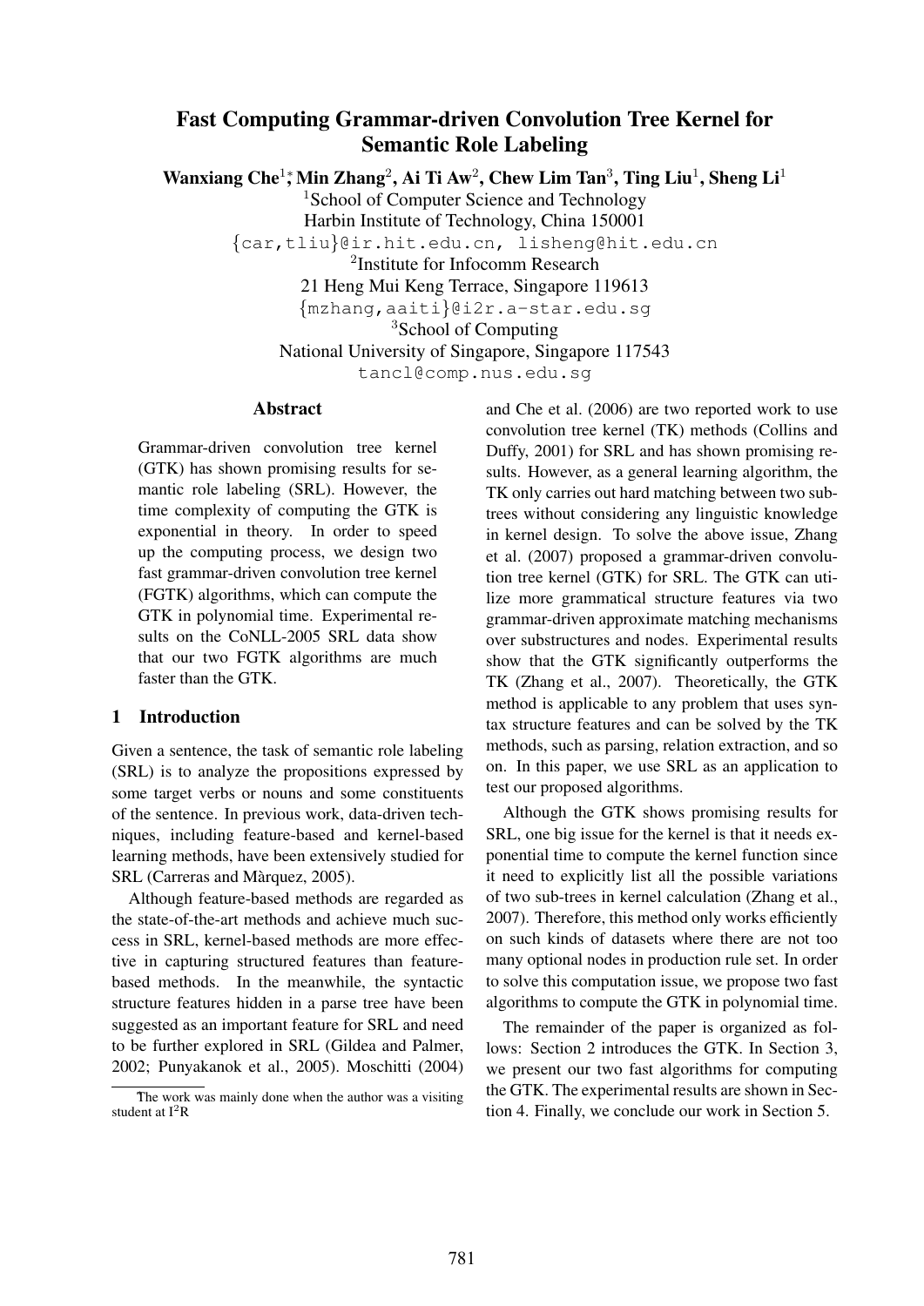# Fast Computing Grammar-driven Convolution Tree Kernel for Semantic Role Labeling

**Wanxiang Che[1]*, Min Zhang[2], Ai Ti Aw[2], Chew Lim Tan[3], Ting Liu[1], Sheng Li[1]**

[1]School of Computer Science and Technology
Harbin Institute of Technology, China 150001
{car,tliu}@ir.hit.edu.cn, lisheng@hit.edu.cn

[2]Institute for Infocomm Research
21 Heng Mui Keng Terrace, Singapore 119613
{mzhang,aaiti}@i2r.a-star.edu.sg

[3]School of Computing
National University of Singapore, Singapore 117543
tancl@comp.nus.edu.sg

## Abstract

Grammar-driven convolution tree kernel (GTK) has shown promising results for semantic role labeling (SRL). However, the time complexity of computing the GTK is exponential in theory. In order to speed up the computing process, we design two fast grammar-driven convolution tree kernel (FGTK) algorithms, which can compute the GTK in polynomial time. Experimental results on the CoNLL-2005 SRL data show that our two FGTK algorithms are much faster than the GTK.

## 1 Introduction

Given a sentence, the task of semantic role labeling (SRL) is to analyze the propositions expressed by some target verbs or nouns and some constituents of the sentence. In previous work, data-driven techniques, including feature-based and kernel-based learning methods, have been extensively studied for SRL (Carreras and Màrquez, 2005).

Although feature-based methods are regarded as the state-of-the-art methods and achieve much success in SRL, kernel-based methods are more effective in capturing structured features than feature-based methods. In the meanwhile, the syntactic structure features hidden in a parse tree have been suggested as an important feature for SRL and need to be further explored in SRL (Gildea and Palmer, 2002; Punyakanok et al., 2005). Moschitti (2004) and Che et al. (2006) are two reported work to use convolution tree kernel (TK) methods (Collins and Duffy, 2001) for SRL and has shown promising results. However, as a general learning algorithm, the TK only carries out hard matching between two subtrees without considering any linguistic knowledge in kernel design. To solve the above issue, Zhang et al. (2007) proposed a grammar-driven convolution tree kernel (GTK) for SRL. The GTK can utilize more grammatical structure features via two grammar-driven approximate matching mechanisms over substructures and nodes. Experimental results show that the GTK significantly outperforms the TK (Zhang et al., 2007). Theoretically, the GTK method is applicable to any problem that uses syntax structure features and can be solved by the TK methods, such as parsing, relation extraction, and so on. In this paper, we use SRL as an application to test our proposed algorithms.

Although the GTK shows promising results for SRL, one big issue for the kernel is that it needs exponential time to compute the kernel function since it need to explicitly list all the possible variations of two sub-trees in kernel calculation (Zhang et al., 2007). Therefore, this method only works efficiently on such kinds of datasets where there are not too many optional nodes in production rule set. In order to solve this computation issue, we propose two fast algorithms to compute the GTK in polynomial time.

The remainder of the paper is organized as follows: Section 2 introduces the GTK. In Section 3, we present our two fast algorithms for computing the GTK. The experimental results are shown in Section 4. Finally, we conclude our work in Section 5.

*The work was mainly done when the author was a visiting student at I[2]R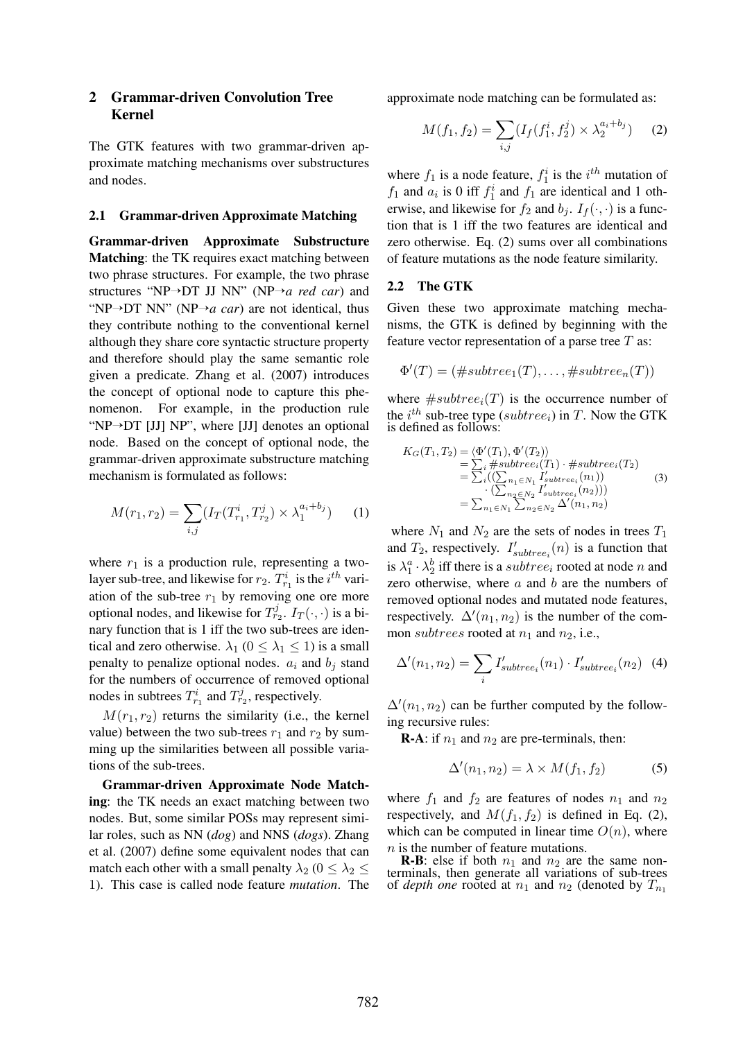## 2 Grammar-driven Convolution Tree Kernel

The GTK features with two grammar-driven approximate matching mechanisms over substructures and nodes.

### 2.1 Grammar-driven Approximate Matching

**Grammar-driven Approximate Substructure Matching**: the TK requires exact matching between two phrase structures. For example, the two phrase structures "NP→DT JJ NN" (NP→*a red car*) and "NP→DT NN" (NP→*a car*) are not identical, thus they contribute nothing to the conventional kernel although they share core syntactic structure property and therefore should play the same semantic role given a predicate. Zhang et al. (2007) introduces the concept of optional node to capture this phenomenon. For example, in the production rule "NP→DT [JJ] NP", where [JJ] denotes an optional node. Based on the concept of optional node, the grammar-driven approximate substructure matching mechanism is formulated as follows:

$$M(r_1, r_2) = \sum_{i,j} (I_T(T^i_{r_1}, T^j_{r_2}) \times \lambda_1^{a_i + b_j}) \quad (1)$$

where $r_1$ is a production rule, representing a two-layer sub-tree, and likewise for $r_2$. $T^i_{r_1}$ is the $i^{th}$ variation of the sub-tree $r_1$ by removing one ore more optional nodes, and likewise for $T^j_{r_2}$. $I_T(\cdot, \cdot)$ is a binary function that is 1 iff the two sub-trees are identical and zero otherwise. $\lambda_1$ ($0 \leq \lambda_1 \leq 1$) is a small penalty to penalize optional nodes. $a_i$ and $b_j$ stand for the numbers of occurrence of removed optional nodes in subtrees $T^i_{r_1}$ and $T^j_{r_2}$, respectively.

$M(r_1, r_2)$ returns the similarity (i.e., the kernel value) between the two sub-trees $r_1$ and $r_2$ by summing up the similarities between all possible variations of the sub-trees.

**Grammar-driven Approximate Node Matching**: the TK needs an exact matching between two nodes. But, some similar POSs may represent similar roles, such as NN (*dog*) and NNS (*dogs*). Zhang et al. (2007) define some equivalent nodes that can match each other with a small penalty $\lambda_2$ ($0 \leq \lambda_2 \leq 1$). This case is called node feature *mutation*. The approximate node matching can be formulated as:

$$M(f_1, f_2) = \sum_{i,j} (I_f(f^i_1, f^j_2) \times \lambda_2^{a_i + b_j}) \quad (2)$$

where $f_1$ is a node feature, $f^i_1$ is the $i^{th}$ mutation of $f_1$ and $a_i$ is 0 iff $f^i_1$ and $f_1$ are identical and 1 otherwise, and likewise for $f_2$ and $b_j$. $I_f(\cdot, \cdot)$ is a function that is 1 iff the two features are identical and zero otherwise. Eq. (2) sums over all combinations of feature mutations as the node feature similarity.

### 2.2 The GTK

Given these two approximate matching mechanisms, the GTK is defined by beginning with the feature vector representation of a parse tree $T$ as:

$$\Phi'(T) = (\#subtree_1(T), \ldots, \#subtree_n(T))$$

where $\#subtree_i(T)$ is the occurrence number of the $i^{th}$ sub-tree type ($subtree_i$) in $T$. Now the GTK is defined as follows:

$$\begin{aligned} K_G(T_1, T_2) &= \langle \Phi'(T_1), \Phi'(T_2) \rangle \\ &= \textstyle\sum_i \#subtree_i(T_1) \cdot \#subtree_i(T_2) \\ &= \textstyle\sum_i ((\sum_{n_1 \in N_1} I'_{subtree_i}(n_1)) \\ &\quad \cdot (\textstyle\sum_{n_2 \in N_2} I'_{subtree_i}(n_2))) \\ &= \textstyle\sum_{n_1 \in N_1} \sum_{n_2 \in N_2} \Delta'(n_1, n_2) \end{aligned} \quad (3)$$

where $N_1$ and $N_2$ are the sets of nodes in trees $T_1$ and $T_2$, respectively. $I'_{subtree_i}(n)$ is a function that is $\lambda_1^a \cdot \lambda_2^b$ iff there is a $subtree_i$ rooted at node $n$ and zero otherwise, where $a$ and $b$ are the numbers of removed optional nodes and mutated node features, respectively. $\Delta'(n_1, n_2)$ is the number of the common $subtrees$ rooted at $n_1$ and $n_2$, i.e.,

$$\Delta'(n_1, n_2) = \sum_i I'_{subtree_i}(n_1) \cdot I'_{subtree_i}(n_2) \quad (4)$$

$\Delta'(n_1, n_2)$ can be further computed by the following recursive rules:

**R-A**: if $n_1$ and $n_2$ are pre-terminals, then:

$$\Delta'(n_1, n_2) = \lambda \times M(f_1, f_2) \quad (5)$$

where $f_1$ and $f_2$ are features of nodes $n_1$ and $n_2$ respectively, and $M(f_1, f_2)$ is defined in Eq. (2), which can be computed in linear time $O(n)$, where $n$ is the number of feature mutations.

**R-B**: else if both $n_1$ and $n_2$ are the same non-terminals, then generate all variations of sub-trees of *depth one* rooted at $n_1$ and $n_2$ (denoted by $T_{n_1}$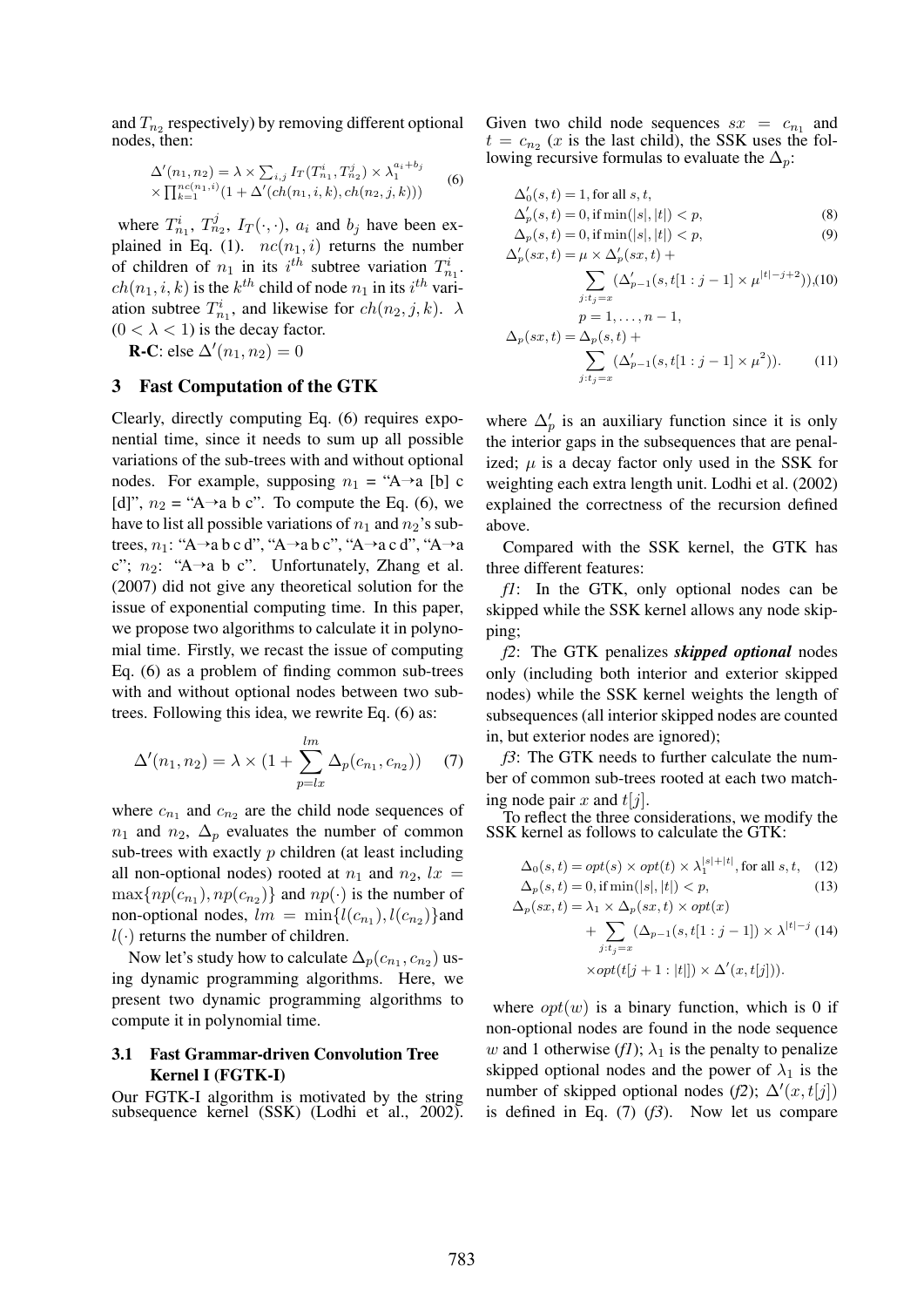and $T_{n_2}$ respectively) by removing different optional nodes, then:

$$\Delta'(n_1, n_2) = \lambda \times \sum_{i,j} I_T(T_{n_1}^i, T_{n_2}^j) \times \lambda_1^{a_i+b_j} \times \prod_{k=1}^{nc(n_1,i)} (1 + \Delta'(ch(n_1, i, k), ch(n_2, j, k))) \tag{6}$$

where $T_{n_1}^i$, $T_{n_2}^j$, $I_T(\cdot, \cdot)$, $a_i$ and $b_j$ have been explained in Eq. (1). $nc(n_1, i)$ returns the number of children of $n_1$ in its $i^{th}$ subtree variation $T_{n_1}^i$. $ch(n_1, i, k)$ is the $k^{th}$ child of node $n_1$ in its $i^{th}$ variation subtree $T_{n_1}^i$, and likewise for $ch(n_2, j, k)$. $\lambda$ ($0 < \lambda < 1$) is the decay factor.

**R-C**: else $\Delta'(n_1, n_2) = 0$

## 3 Fast Computation of the GTK

Clearly, directly computing Eq. (6) requires exponential time, since it needs to sum up all possible variations of the sub-trees with and without optional nodes. For example, supposing $n_1$ = "A→a [b] c [d]", $n_2$ = "A→a b c". To compute the Eq. (6), we have to list all possible variations of $n_1$ and $n_2$'s subtrees, $n_1$: "A→a b c d", "A→a b c", "A→a c d", "A→a c"; $n_2$: "A→a b c". Unfortunately, Zhang et al. (2007) did not give any theoretical solution for the issue of exponential computing time. In this paper, we propose two algorithms to calculate it in polynomial time. Firstly, we recast the issue of computing Eq. (6) as a problem of finding common sub-trees with and without optional nodes between two subtrees. Following this idea, we rewrite Eq. (6) as:

$$\Delta'(n_1, n_2) = \lambda \times (1 + \sum_{p=lx}^{lm} \Delta_p(c_{n_1}, c_{n_2})) \tag{7}$$

where $c_{n_1}$ and $c_{n_2}$ are the child node sequences of $n_1$ and $n_2$, $\Delta_p$ evaluates the number of common sub-trees with exactly $p$ children (at least including all non-optional nodes) rooted at $n_1$ and $n_2$, $lx = \max\{np(c_{n_1}), np(c_{n_2})\}$ and $np(\cdot)$ is the number of non-optional nodes, $lm = \min\{l(c_{n_1}), l(c_{n_2})\}$and $l(\cdot)$ returns the number of children.

Now let's study how to calculate $\Delta_p(c_{n_1}, c_{n_2})$ using dynamic programming algorithms. Here, we present two dynamic programming algorithms to compute it in polynomial time.

### 3.1 Fast Grammar-driven Convolution Tree Kernel I (FGTK-I)

Our FGTK-I algorithm is motivated by the string subsequence kernel (SSK) (Lodhi et al., 2002). Given two child node sequences $sx = c_{n_1}$ and $t = c_{n_2}$ ($x$ is the last child), the SSK uses the following recursive formulas to evaluate the $\Delta_p$:

$$\Delta'_0(s, t) = 1, \text{for all } s, t,$$

$$\Delta'_p(s, t) = 0, \text{if } \min(|s|, |t|) < p, \tag{8}$$

$$\Delta_p(s, t) = 0, \text{if } \min(|s|, |t|) < p, \tag{9}$$

$$\Delta'_p(sx, t) = \mu \times \Delta'_p(sx, t) + \sum_{j:t_j=x} (\Delta'_{p-1}(s, t[1:j-1] \times \mu^{|t|-j+2})), \tag{10}$$

$$p = 1, \ldots, n-1,$$

$$\Delta_p(sx, t) = \Delta_p(s, t) + \sum_{j:t_j=x} (\Delta'_{p-1}(s, t[1:j-1] \times \mu^2)). \tag{11}$$

where $\Delta'_p$ is an auxiliary function since it is only the interior gaps in the subsequences that are penalized; $\mu$ is a decay factor only used in the SSK for weighting each extra length unit. Lodhi et al. (2002) explained the correctness of the recursion defined above.

Compared with the SSK kernel, the GTK has three different features:

*f1*: In the GTK, only optional nodes can be skipped while the SSK kernel allows any node skipping;

*f2*: The GTK penalizes ***skipped optional*** nodes only (including both interior and exterior skipped nodes) while the SSK kernel weights the length of subsequences (all interior skipped nodes are counted in, but exterior nodes are ignored);

*f3*: The GTK needs to further calculate the number of common sub-trees rooted at each two matching node pair $x$ and $t[j]$.

To reflect the three considerations, we modify the SSK kernel as follows to calculate the GTK:

$$\Delta_0(s, t) = opt(s) \times opt(t) \times \lambda_1^{|s|+|t|}, \text{for all } s, t, \tag{12}$$

$$\Delta_p(s, t) = 0, \text{if } \min(|s|, |t|) < p, \tag{13}$$

$$\Delta_p(sx, t) = \lambda_1 \times \Delta_p(sx, t) \times opt(x) + \sum_{j:t_j=x} (\Delta_{p-1}(s, t[1:j-1]) \times \lambda^{|t|-j} \times opt(t[j+1:|t|]) \times \Delta'(x, t[j])). \tag{14}$$

where $opt(w)$ is a binary function, which is 0 if non-optional nodes are found in the node sequence $w$ and 1 otherwise (*f1*); $\lambda_1$ is the penalty to penalize skipped optional nodes and the power of $\lambda_1$ is the number of skipped optional nodes (*f2*); $\Delta'(x, t[j])$ is defined in Eq. (7) (*f3*). Now let us compare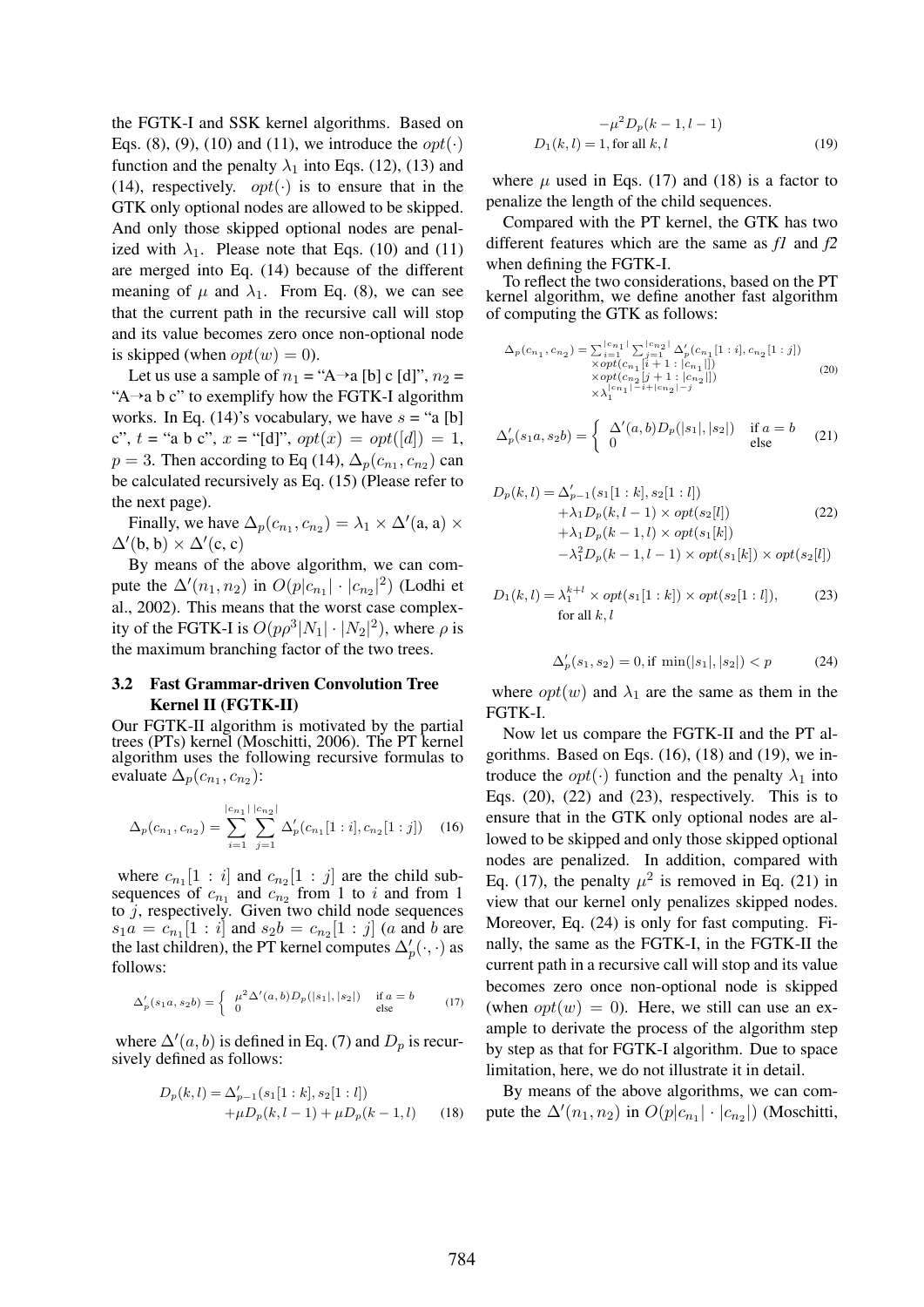the FGTK-I and SSK kernel algorithms. Based on Eqs. (8), (9), (10) and (11), we introduce the $opt(\cdot)$ function and the penalty $\lambda_1$ into Eqs. (12), (13) and (14), respectively. $opt(\cdot)$ is to ensure that in the GTK only optional nodes are allowed to be skipped. And only those skipped optional nodes are penalized with $\lambda_1$. Please note that Eqs. (10) and (11) are merged into Eq. (14) because of the different meaning of $\mu$ and $\lambda_1$. From Eq. (8), we can see that the current path in the recursive call will stop and its value becomes zero once non-optional node is skipped (when $opt(w) = 0$).

Let us use a sample of $n_1$ = "A→a [b] c [d]", $n_2$ = "A→a b c" to exemplify how the FGTK-I algorithm works. In Eq. (14)'s vocabulary, we have $s$ = "a [b] c", $t$ = "a b c", $x$ = "[d]", $opt(x) = opt([d]) = 1$, $p = 3$. Then according to Eq (14), $\Delta_p(c_{n_1}, c_{n_2})$ can be calculated recursively as Eq. (15) (Please refer to the next page).

Finally, we have $\Delta_p(c_{n_1}, c_{n_2}) = \lambda_1 \times \Delta'(\text{a}, \text{a}) \times \Delta'(\text{b}, \text{b}) \times \Delta'(\text{c}, \text{c})$

By means of the above algorithm, we can compute the $\Delta'(n_1, n_2)$ in $O(p|c_{n_1}| \cdot |c_{n_2}|^2)$ (Lodhi et al., 2002). This means that the worst case complexity of the FGTK-I is $O(p\rho^3|N_1| \cdot |N_2|^2)$, where $\rho$ is the maximum branching factor of the two trees.

### 3.2 Fast Grammar-driven Convolution Tree Kernel II (FGTK-II)

Our FGTK-II algorithm is motivated by the partial trees (PTs) kernel (Moschitti, 2006). The PT kernel algorithm uses the following recursive formulas to evaluate $\Delta_p(c_{n_1}, c_{n_2})$:

$$\Delta_p(c_{n_1}, c_{n_2}) = \sum_{i=1}^{|c_{n_1}|} \sum_{j=1}^{|c_{n_2}|} \Delta'_p(c_{n_1}[1:i], c_{n_2}[1:j]) \quad (16)$$

where $c_{n_1}[1:i]$ and $c_{n_2}[1:j]$ are the child subsequences of $c_{n_1}$ and $c_{n_2}$ from 1 to $i$ and from 1 to $j$, respectively. Given two child node sequences $s_1a = c_{n_1}[1:i]$ and $s_2b = c_{n_2}[1:j]$ ($a$ and $b$ are the last children), the PT kernel computes $\Delta'_p(\cdot,\cdot)$ as follows:

$$\Delta'_p(s_1a, s_2b) = \begin{cases} \mu^2\Delta'(a,b)D_p(|s_1|,|s_2|) & \text{if } a = b \\ 0 & \text{else} \end{cases} \quad (17)$$

where $\Delta'(a,b)$ is defined in Eq. (7) and $D_p$ is recursively defined as follows:

$$\begin{aligned} D_p(k,l) = {} & \Delta'_{p-1}(s_1[1:k], s_2[1:l]) \\ & + \mu D_p(k, l-1) + \mu D_p(k-1, l) \quad (18) \\ & - \mu^2 D_p(k-1, l-1) \end{aligned}$$

$$D_1(k,l) = 1, \text{for all } k, l \quad (19)$$

where $\mu$ used in Eqs. (17) and (18) is a factor to penalize the length of the child sequences.

Compared with the PT kernel, the GTK has two different features which are the same as *f1* and *f2* when defining the FGTK-I.

To reflect the two considerations, based on the PT kernel algorithm, we define another fast algorithm of computing the GTK as follows:

$$\begin{aligned} \Delta_p(c_{n_1}, c_{n_2}) = & \sum_{i=1}^{|c_{n_1}|} \sum_{j=1}^{|c_{n_2}|} \Delta'_p(c_{n_1}[1:i], c_{n_2}[1:j]) \\ & \times opt(c_{n_1}[i+1:|c_{n_1}|]) \\ & \times opt(c_{n_2}[j+1:|c_{n_2}|]) \\ & \times \lambda_1^{|c_{n_1}|-i+|c_{n_2}|-j} \end{aligned} \quad (20)$$

$$\Delta'_p(s_1a, s_2b) = \begin{cases} \Delta'(a,b)D_p(|s_1|,|s_2|) & \text{if } a = b \\ 0 & \text{else} \end{cases} \quad (21)$$

$$\begin{aligned} D_p(k,l) = {} & \Delta'_{p-1}(s_1[1:k], s_2[1:l]) \\ & + \lambda_1 D_p(k, l-1) \times opt(s_2[l]) \\ & + \lambda_1 D_p(k-1, l) \times opt(s_1[k]) \\ & - \lambda_1^2 D_p(k-1, l-1) \times opt(s_1[k]) \times opt(s_2[l]) \end{aligned} \quad (22)$$

$$D_1(k,l) = \lambda_1^{k+l} \times opt(s_1[1:k]) \times opt(s_2[1:l]), \quad \text{for all } k, l \quad (23)$$

$$\Delta'_p(s_1, s_2) = 0, \text{if } \min(|s_1|, |s_2|) < p \quad (24)$$

where $opt(w)$ and $\lambda_1$ are the same as them in the FGTK-I.

Now let us compare the FGTK-II and the PT algorithms. Based on Eqs. (16), (18) and (19), we introduce the $opt(\cdot)$ function and the penalty $\lambda_1$ into Eqs. (20), (22) and (23), respectively. This is to ensure that in the GTK only optional nodes are allowed to be skipped and only those skipped optional nodes are penalized. In addition, compared with Eq. (17), the penalty $\mu^2$ is removed in Eq. (21) in view that our kernel only penalizes skipped nodes. Moreover, Eq. (24) is only for fast computing. Finally, the same as the FGTK-I, in the FGTK-II the current path in a recursive call will stop and its value becomes zero once non-optional node is skipped (when $opt(w) = 0$). Here, we still can use an example to derivate the process of the algorithm step by step as that for FGTK-I algorithm. Due to space limitation, here, we do not illustrate it in detail.

By means of the above algorithms, we can compute the $\Delta'(n_1, n_2)$ in $O(p|c_{n_1}| \cdot |c_{n_2}|)$ (Moschitti,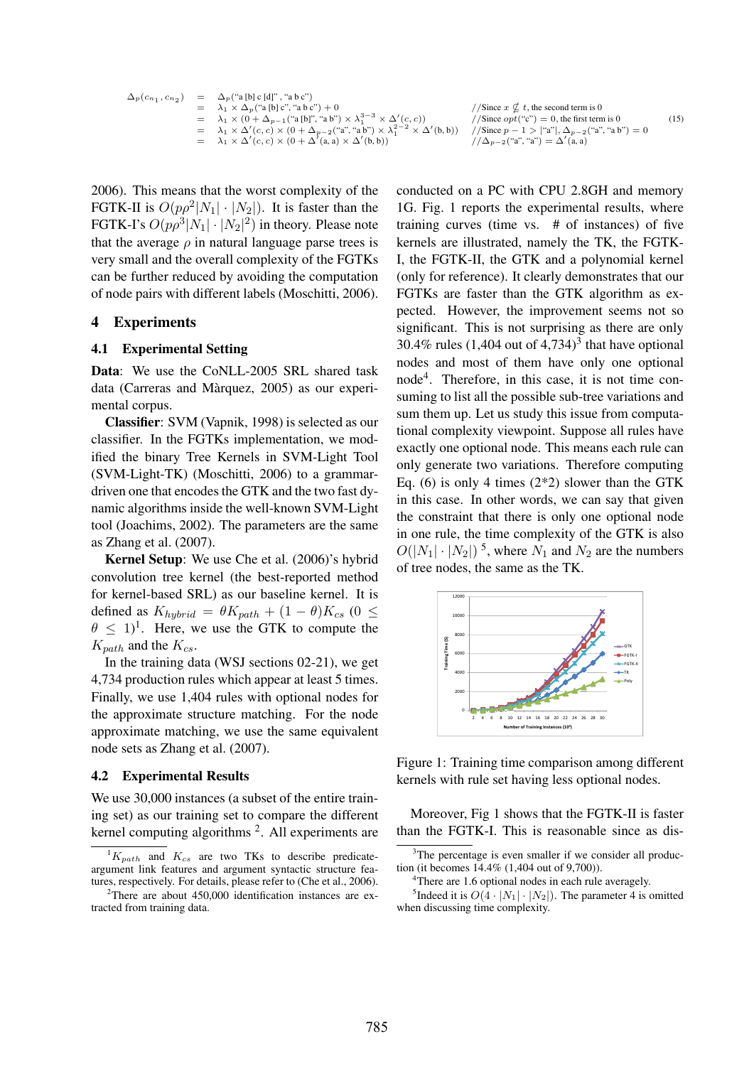$$
\begin{aligned}
\Delta_p(c_{n_1}, c_{n_2}) &= \Delta_p(\text{“a [b] c [d]”}, \text{“a b c”}) \\
&= \lambda_1 \times \Delta_p(\text{“a [b] c”}, \text{“a b c”}) + 0 && //\text{Since } x \not\subseteq t\text{, the second term is 0} \\
&= \lambda_1 \times (0 + \Delta_{p-1}(\text{“a [b]”}, \text{“a b”}) \times \lambda_1^{3-3} \times \Delta'(c, c)) && //\text{Since } opt(\text{“c”}) = 0\text{, the first term is 0} \\
&= \lambda_1 \times \Delta'(c, c) \times (0 + \Delta_{p-2}(\text{“a”}, \text{“a b”}) \times \lambda_1^{2-2} \times \Delta'(\text{b}, \text{b})) && //\text{Since } p-1 > |\text{“a”}|, \Delta_{p-2}(\text{“a”}, \text{“a b”}) = 0 \\
&= \lambda_1 \times \Delta'(c, c) \times (0 + \Delta'(\text{a}, \text{a}) \times \Delta'(\text{b}, \text{b})) && //\Delta_{p-2}(\text{“a”}, \text{“a”}) = \Delta'(\text{a}, \text{a})
\end{aligned}
\tag{15}
$$

2006). This means that the worst complexity of the FGTK-II is $O(p\rho^2|N_1| \cdot |N_2|)$. It is faster than the FGTK-I's $O(p\rho^3|N_1| \cdot |N_2|^2)$ in theory. Please note that the average $\rho$ in natural language parse trees is very small and the overall complexity of the FGTKs can be further reduced by avoiding the computation of node pairs with different labels (Moschitti, 2006).

## 4 Experiments

### 4.1 Experimental Setting

**Data**: We use the CoNLL-2005 SRL shared task data (Carreras and Màrquez, 2005) as our experimental corpus.

**Classifier**: SVM (Vapnik, 1998) is selected as our classifier. In the FGTKs implementation, we modified the binary Tree Kernels in SVM-Light Tool (SVM-Light-TK) (Moschitti, 2006) to a grammar-driven one that encodes the GTK and the two fast dynamic algorithms inside the well-known SVM-Light tool (Joachims, 2002). The parameters are the same as Zhang et al. (2007).

**Kernel Setup**: We use Che et al. (2006)'s hybrid convolution tree kernel (the best-reported method for kernel-based SRL) as our baseline kernel. It is defined as $K_{hybrid} = \theta K_{path} + (1 - \theta)K_{cs}$ $(0 \leq \theta \leq 1)$[1]. Here, we use the GTK to compute the $K_{path}$ and the $K_{cs}$.

In the training data (WSJ sections 02-21), we get 4,734 production rules which appear at least 5 times. Finally, we use 1,404 rules with optional nodes for the approximate structure matching. For the node approximate matching, we use the same equivalent node sets as Zhang et al. (2007).

### 4.2 Experimental Results

We use 30,000 instances (a subset of the entire training set) as our training set to compare the different kernel computing algorithms [2]. All experiments are conducted on a PC with CPU 2.8GH and memory 1G. Fig. 1 reports the experimental results, where training curves (time vs. # of instances) of five kernels are illustrated, namely the TK, the FGTK-I, the FGTK-II, the GTK and a polynomial kernel (only for reference). It clearly demonstrates that our FGTKs are faster than the GTK algorithm as expected. However, the improvement seems not so significant. This is not surprising as there are only 30.4% rules (1,404 out of 4,734)[3] that have optional nodes and most of them have only one optional node[4]. Therefore, in this case, it is not time consuming to list all the possible sub-tree variations and sum them up. Let us study this issue from computational complexity viewpoint. Suppose all rules have exactly one optional node. This means each rule can only generate two variations. Therefore computing Eq. (6) is only 4 times (2*2) slower than the GTK in this case. In other words, we can say that given the constraint that there is only one optional node in one rule, the time complexity of the GTK is also $O(|N_1| \cdot |N_2|)$ [5], where $N_1$ and $N_2$ are the numbers of tree nodes, the same as the TK.

Figure 1: Training time comparison among different kernels with rule set having less optional nodes.

Moreover, Fig 1 shows that the FGTK-II is faster than the FGTK-I. This is reasonable since as dis-

[1] $K_{path}$ and $K_{cs}$ are two TKs to describe predicate-argument link features and argument syntactic structure features, respectively. For details, please refer to (Che et al., 2006).

[2] There are about 450,000 identification instances are extracted from training data.

[3] The percentage is even smaller if we consider all production (it becomes 14.4% (1,404 out of 9,700)).

[4] There are 1.6 optional nodes in each rule averagely.

[5] Indeed it is $O(4 \cdot |N_1| \cdot |N_2|)$. The parameter 4 is omitted when discussing time complexity.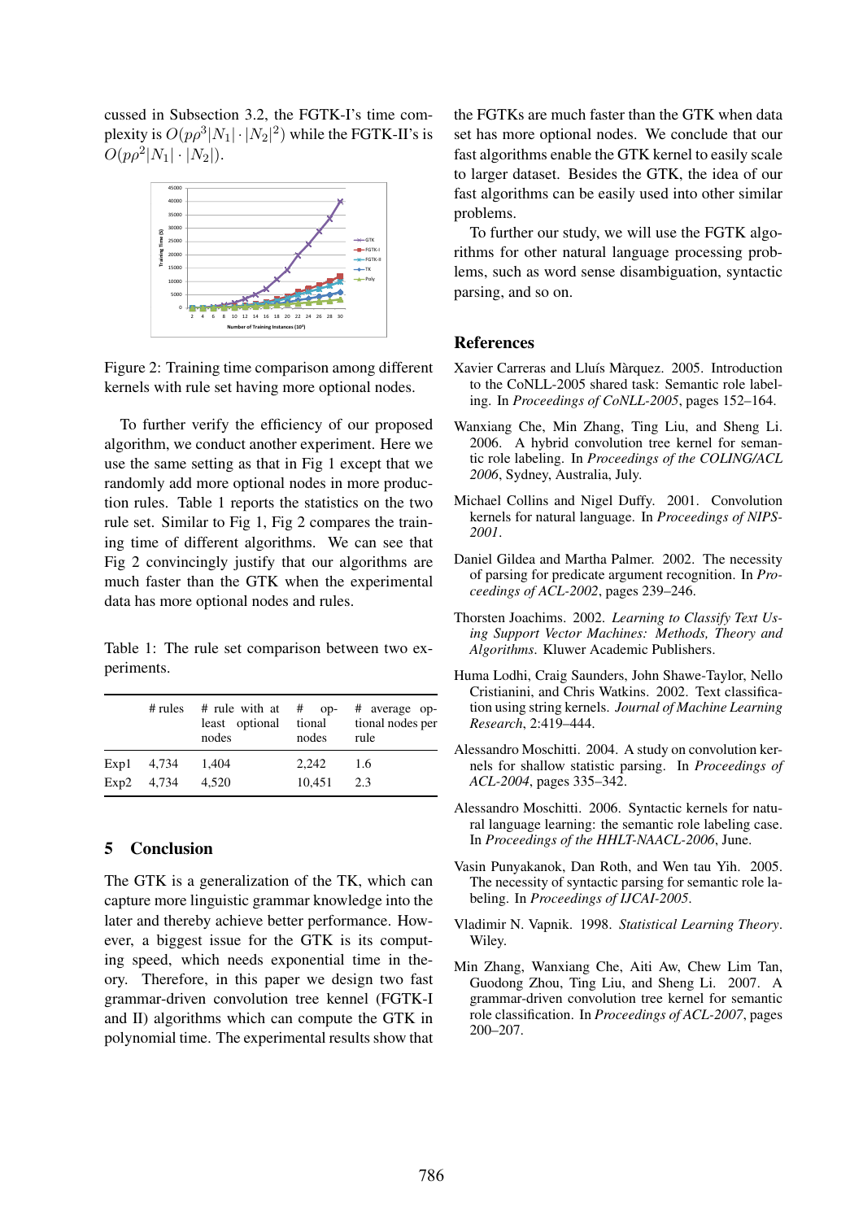cussed in Subsection 3.2, the FGTK-I's time complexity is $O(p\rho^3|N_1| \cdot |N_2|^2)$ while the FGTK-II's is $O(p\rho^2|N_1| \cdot |N_2|)$.

45000
40000
35000
30000
25000
20000
15000
10000
5000
0
Training Time (S)
2 4 6 8 10 12 14 16 18 20 22 24 26 28 30
Number of Training Instances ($10^3$)
GTK
FGTK-I
FGTK-II
TK
Poly

Figure 2: Training time comparison among different kernels with rule set having more optional nodes.

To further verify the efficiency of our proposed algorithm, we conduct another experiment. Here we use the same setting as that in Fig 1 except that we randomly add more optional nodes in more production rules. Table 1 reports the statistics on the two rule set. Similar to Fig 1, Fig 2 compares the training time of different algorithms. We can see that Fig 2 convincingly justify that our algorithms are much faster than the GTK when the experimental data has more optional nodes and rules.

Table 1: The rule set comparison between two experiments.

| | # rules | # rule with at least optional nodes | # optional nodes | # average optional nodes per rule |
|---|---|---|---|---|
| Exp1 | 4,734 | 1,404 | 2,242 | 1.6 |
| Exp2 | 4,734 | 4,520 | 10,451 | 2.3 |

## 5 Conclusion

The GTK is a generalization of the TK, which can capture more linguistic grammar knowledge into the later and thereby achieve better performance. However, a biggest issue for the GTK is its computing speed, which needs exponential time in theory. Therefore, in this paper we design two fast grammar-driven convolution tree kennel (FGTK-I and II) algorithms which can compute the GTK in polynomial time. The experimental results show that the FGTKs are much faster than the GTK when data set has more optional nodes. We conclude that our fast algorithms enable the GTK kernel to easily scale to larger dataset. Besides the GTK, the idea of our fast algorithms can be easily used into other similar problems.

To further our study, we will use the FGTK algorithms for other natural language processing problems, such as word sense disambiguation, syntactic parsing, and so on.

## References

Xavier Carreras and Lluís Màrquez. 2005. Introduction to the CoNLL-2005 shared task: Semantic role labeling. In *Proceedings of CoNLL-2005*, pages 152–164.

Wanxiang Che, Min Zhang, Ting Liu, and Sheng Li. 2006. A hybrid convolution tree kernel for semantic role labeling. In *Proceedings of the COLING/ACL 2006*, Sydney, Australia, July.

Michael Collins and Nigel Duffy. 2001. Convolution kernels for natural language. In *Proceedings of NIPS-2001*.

Daniel Gildea and Martha Palmer. 2002. The necessity of parsing for predicate argument recognition. In *Proceedings of ACL-2002*, pages 239–246.

Thorsten Joachims. 2002. *Learning to Classify Text Using Support Vector Machines: Methods, Theory and Algorithms*. Kluwer Academic Publishers.

Huma Lodhi, Craig Saunders, John Shawe-Taylor, Nello Cristianini, and Chris Watkins. 2002. Text classification using string kernels. *Journal of Machine Learning Research*, 2:419–444.

Alessandro Moschitti. 2004. A study on convolution kernels for shallow statistic parsing. In *Proceedings of ACL-2004*, pages 335–342.

Alessandro Moschitti. 2006. Syntactic kernels for natural language learning: the semantic role labeling case. In *Proceedings of the HHLT-NAACL-2006*, June.

Vasin Punyakanok, Dan Roth, and Wen tau Yih. 2005. The necessity of syntactic parsing for semantic role labeling. In *Proceedings of IJCAI-2005*.

Vladimir N. Vapnik. 1998. *Statistical Learning Theory*. Wiley.

Min Zhang, Wanxiang Che, Aiti Aw, Chew Lim Tan, Guodong Zhou, Ting Liu, and Sheng Li. 2007. A grammar-driven convolution tree kernel for semantic role classification. In *Proceedings of ACL-2007*, pages 200–207.